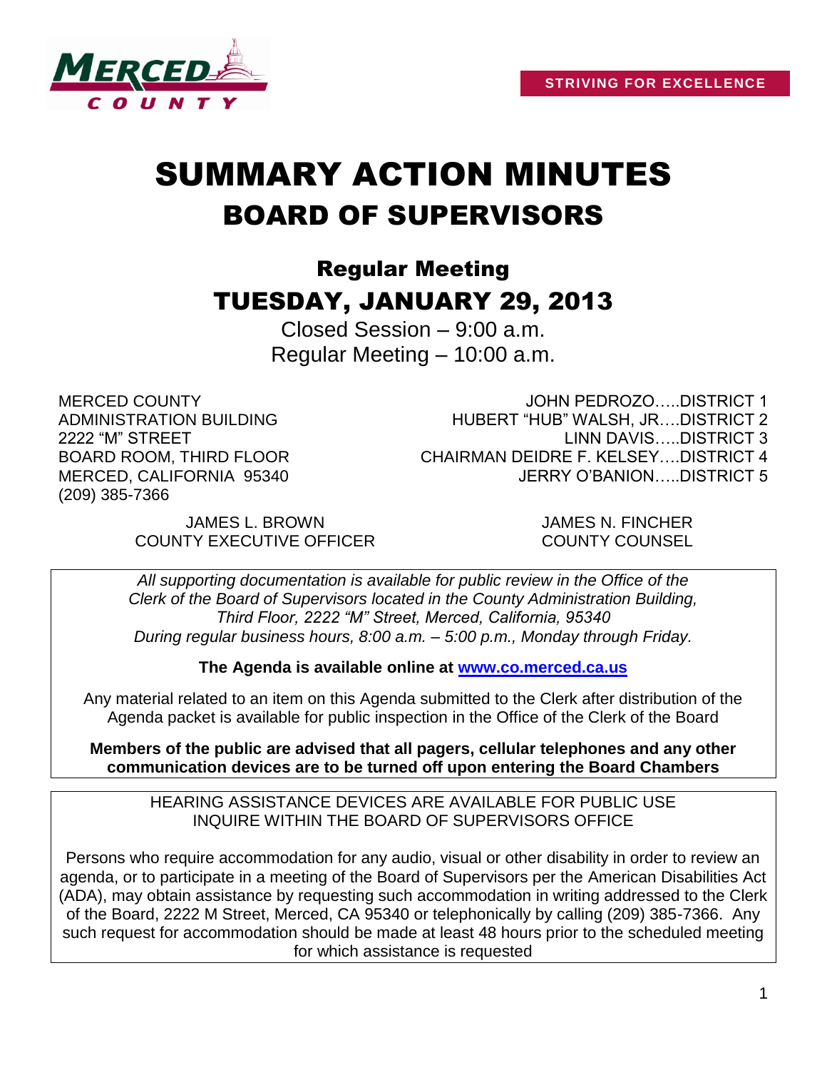STRIVING FOR EXCELLENCE

# SUMMARY ACTION MINUTES

# BOARD OF SUPERVISORS

## Regular Meeting

## TUESDAY, JANUARY 29, 2013

Closed Session – 9:00 a.m.
Regular Meeting – 10:00 a.m.

MERCED COUNTY
ADMINISTRATION BUILDING
2222 "M" STREET
BOARD ROOM, THIRD FLOOR
MERCED, CALIFORNIA 95340
(209) 385-7366

JOHN PEDROZO…..DISTRICT 1
HUBERT "HUB" WALSH, JR….DISTRICT 2
LINN DAVIS…..DISTRICT 3
CHAIRMAN DEIDRE F. KELSEY….DISTRICT 4
JERRY O'BANION…..DISTRICT 5

JAMES L. BROWN
COUNTY EXECUTIVE OFFICER

JAMES N. FINCHER
COUNTY COUNSEL

*All supporting documentation is available for public review in the Office of the Clerk of the Board of Supervisors located in the County Administration Building, Third Floor, 2222 "M" Street, Merced, California, 95340 During regular business hours, 8:00 a.m. – 5:00 p.m., Monday through Friday.*

**The Agenda is available online at [www.co.merced.ca.us](http://www.co.merced.ca.us)**

Any material related to an item on this Agenda submitted to the Clerk after distribution of the Agenda packet is available for public inspection in the Office of the Clerk of the Board

**Members of the public are advised that all pagers, cellular telephones and any other communication devices are to be turned off upon entering the Board Chambers**

HEARING ASSISTANCE DEVICES ARE AVAILABLE FOR PUBLIC USE
INQUIRE WITHIN THE BOARD OF SUPERVISORS OFFICE

Persons who require accommodation for any audio, visual or other disability in order to review an agenda, or to participate in a meeting of the Board of Supervisors per the American Disabilities Act (ADA), may obtain assistance by requesting such accommodation in writing addressed to the Clerk of the Board, 2222 M Street, Merced, CA 95340 or telephonically by calling (209) 385-7366. Any such request for accommodation should be made at least 48 hours prior to the scheduled meeting for which assistance is requested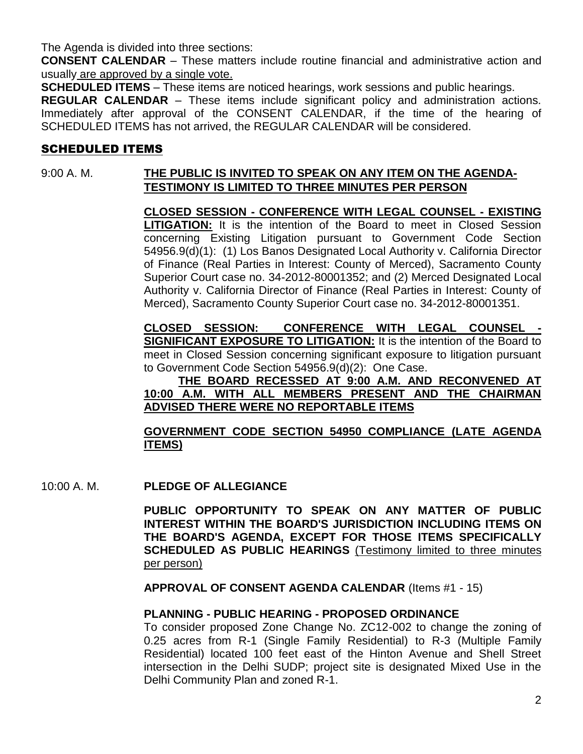The Agenda is divided into three sections:

**CONSENT CALENDAR** – These matters include routine financial and administrative action and usually are approved by a single vote.

**SCHEDULED ITEMS** – These items are noticed hearings, work sessions and public hearings.

**REGULAR CALENDAR** – These items include significant policy and administration actions. Immediately after approval of the CONSENT CALENDAR, if the time of the hearing of SCHEDULED ITEMS has not arrived, the REGULAR CALENDAR will be considered.

## SCHEDULED ITEMS

9:00 A. M. **THE PUBLIC IS INVITED TO SPEAK ON ANY ITEM ON THE AGENDA-TESTIMONY IS LIMITED TO THREE MINUTES PER PERSON**

**CLOSED SESSION - CONFERENCE WITH LEGAL COUNSEL - EXISTING LITIGATION:** It is the intention of the Board to meet in Closed Session concerning Existing Litigation pursuant to Government Code Section 54956.9(d)(1): (1) Los Banos Designated Local Authority v. California Director of Finance (Real Parties in Interest: County of Merced), Sacramento County Superior Court case no. 34-2012-80001352; and (2) Merced Designated Local Authority v. California Director of Finance (Real Parties in Interest: County of Merced), Sacramento County Superior Court case no. 34-2012-80001351.

**CLOSED SESSION: CONFERENCE WITH LEGAL COUNSEL - SIGNIFICANT EXPOSURE TO LITIGATION:** It is the intention of the Board to meet in Closed Session concerning significant exposure to litigation pursuant to Government Code Section 54956.9(d)(2): One Case.

**THE BOARD RECESSED AT 9:00 A.M. AND RECONVENED AT 10:00 A.M. WITH ALL MEMBERS PRESENT AND THE CHAIRMAN ADVISED THERE WERE NO REPORTABLE ITEMS**

**GOVERNMENT CODE SECTION 54950 COMPLIANCE (LATE AGENDA ITEMS)**

10:00 A. M. **PLEDGE OF ALLEGIANCE**

**PUBLIC OPPORTUNITY TO SPEAK ON ANY MATTER OF PUBLIC INTEREST WITHIN THE BOARD'S JURISDICTION INCLUDING ITEMS ON THE BOARD'S AGENDA, EXCEPT FOR THOSE ITEMS SPECIFICALLY SCHEDULED AS PUBLIC HEARINGS** (Testimony limited to three minutes per person)

**APPROVAL OF CONSENT AGENDA CALENDAR** (Items #1 - 15)

**PLANNING - PUBLIC HEARING - PROPOSED ORDINANCE**

To consider proposed Zone Change No. ZC12-002 to change the zoning of 0.25 acres from R-1 (Single Family Residential) to R-3 (Multiple Family Residential) located 100 feet east of the Hinton Avenue and Shell Street intersection in the Delhi SUDP; project site is designated Mixed Use in the Delhi Community Plan and zoned R-1.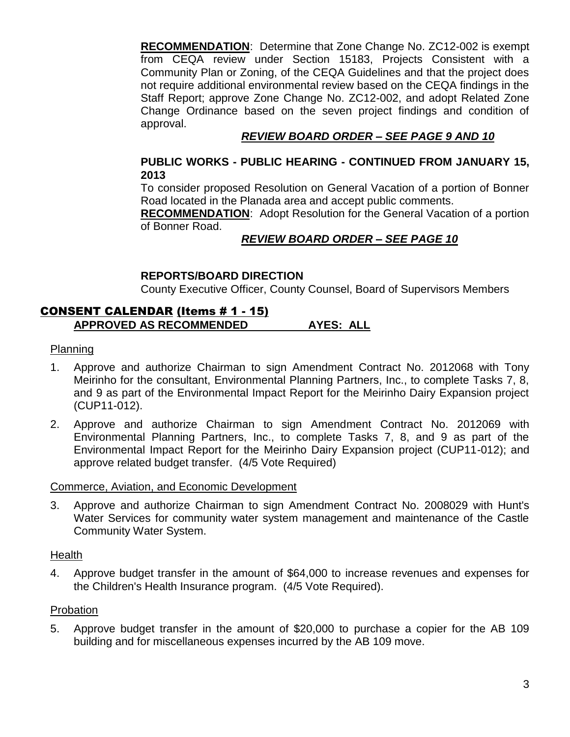**RECOMMENDATION**: Determine that Zone Change No. ZC12-002 is exempt from CEQA review under Section 15183, Projects Consistent with a Community Plan or Zoning, of the CEQA Guidelines and that the project does not require additional environmental review based on the CEQA findings in the Staff Report; approve Zone Change No. ZC12-002, and adopt Related Zone Change Ordinance based on the seven project findings and condition of approval.

***REVIEW BOARD ORDER – SEE PAGE 9 AND 10***

**PUBLIC WORKS - PUBLIC HEARING - CONTINUED FROM JANUARY 15, 2013**

To consider proposed Resolution on General Vacation of a portion of Bonner Road located in the Planada area and accept public comments.

**RECOMMENDATION**: Adopt Resolution for the General Vacation of a portion of Bonner Road.

***REVIEW BOARD ORDER – SEE PAGE 10***

**REPORTS/BOARD DIRECTION**

County Executive Officer, County Counsel, Board of Supervisors Members

## CONSENT CALENDAR (Items # 1 - 15)

**APPROVED AS RECOMMENDED AYES: ALL**

Planning

1. Approve and authorize Chairman to sign Amendment Contract No. 2012068 with Tony Meirinho for the consultant, Environmental Planning Partners, Inc., to complete Tasks 7, 8, and 9 as part of the Environmental Impact Report for the Meirinho Dairy Expansion project (CUP11-012).
2. Approve and authorize Chairman to sign Amendment Contract No. 2012069 with Environmental Planning Partners, Inc., to complete Tasks 7, 8, and 9 as part of the Environmental Impact Report for the Meirinho Dairy Expansion project (CUP11-012); and approve related budget transfer. (4/5 Vote Required)

Commerce, Aviation, and Economic Development

3. Approve and authorize Chairman to sign Amendment Contract No. 2008029 with Hunt's Water Services for community water system management and maintenance of the Castle Community Water System.

Health

4. Approve budget transfer in the amount of $64,000 to increase revenues and expenses for the Children's Health Insurance program. (4/5 Vote Required).

Probation

5. Approve budget transfer in the amount of $20,000 to purchase a copier for the AB 109 building and for miscellaneous expenses incurred by the AB 109 move.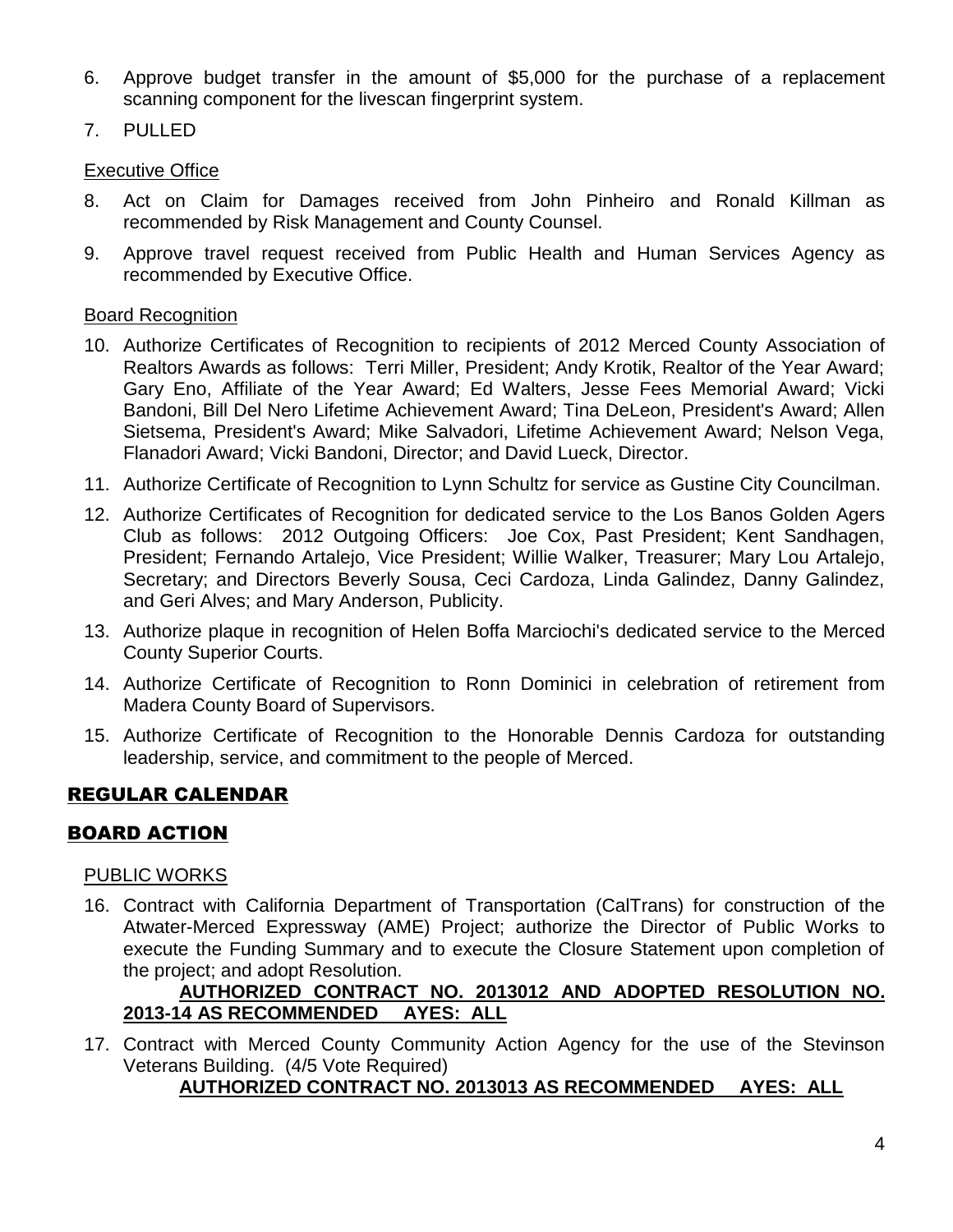6. Approve budget transfer in the amount of $5,000 for the purchase of a replacement scanning component for the livescan fingerprint system.
7. PULLED

Executive Office

8. Act on Claim for Damages received from John Pinheiro and Ronald Killman as recommended by Risk Management and County Counsel.
9. Approve travel request received from Public Health and Human Services Agency as recommended by Executive Office.

Board Recognition

10. Authorize Certificates of Recognition to recipients of 2012 Merced County Association of Realtors Awards as follows: Terri Miller, President; Andy Krotik, Realtor of the Year Award; Gary Eno, Affiliate of the Year Award; Ed Walters, Jesse Fees Memorial Award; Vicki Bandoni, Bill Del Nero Lifetime Achievement Award; Tina DeLeon, President's Award; Allen Sietsema, President's Award; Mike Salvadori, Lifetime Achievement Award; Nelson Vega, Flanadori Award; Vicki Bandoni, Director; and David Lueck, Director.
11. Authorize Certificate of Recognition to Lynn Schultz for service as Gustine City Councilman.
12. Authorize Certificates of Recognition for dedicated service to the Los Banos Golden Agers Club as follows: 2012 Outgoing Officers: Joe Cox, Past President; Kent Sandhagen, President; Fernando Artalejo, Vice President; Willie Walker, Treasurer; Mary Lou Artalejo, Secretary; and Directors Beverly Sousa, Ceci Cardoza, Linda Galindez, Danny Galindez, and Geri Alves; and Mary Anderson, Publicity.
13. Authorize plaque in recognition of Helen Boffa Marciochi's dedicated service to the Merced County Superior Courts.
14. Authorize Certificate of Recognition to Ronn Dominici in celebration of retirement from Madera County Board of Supervisors.
15. Authorize Certificate of Recognition to the Honorable Dennis Cardoza for outstanding leadership, service, and commitment to the people of Merced.

## REGULAR CALENDAR

## BOARD ACTION

PUBLIC WORKS

16. Contract with California Department of Transportation (CalTrans) for construction of the Atwater-Merced Expressway (AME) Project; authorize the Director of Public Works to execute the Funding Summary and to execute the Closure Statement upon completion of the project; and adopt Resolution.

    **AUTHORIZED CONTRACT NO. 2013012 AND ADOPTED RESOLUTION NO. 2013-14 AS RECOMMENDED AYES: ALL**

17. Contract with Merced County Community Action Agency for the use of the Stevinson Veterans Building. (4/5 Vote Required)

    **AUTHORIZED CONTRACT NO. 2013013 AS RECOMMENDED AYES: ALL**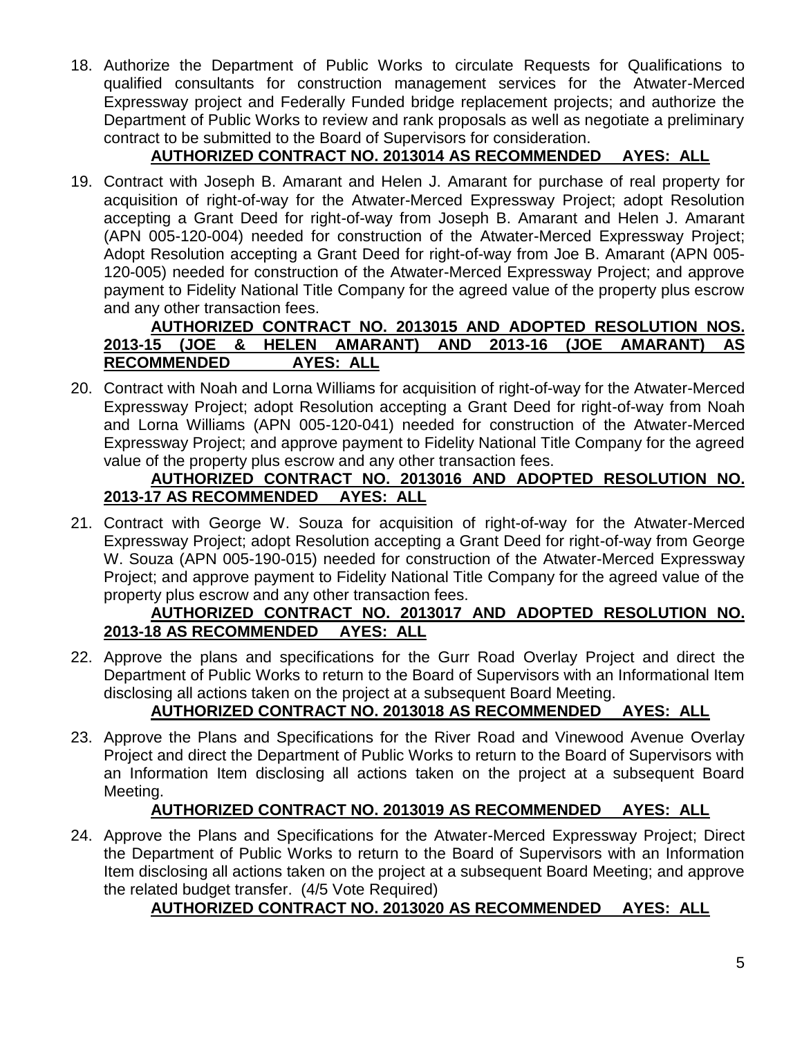18. Authorize the Department of Public Works to circulate Requests for Qualifications to qualified consultants for construction management services for the Atwater-Merced Expressway project and Federally Funded bridge replacement projects; and authorize the Department of Public Works to review and rank proposals as well as negotiate a preliminary contract to be submitted to the Board of Supervisors for consideration.

    **AUTHORIZED CONTRACT NO. 2013014 AS RECOMMENDED AYES: ALL**

19. Contract with Joseph B. Amarant and Helen J. Amarant for purchase of real property for acquisition of right-of-way for the Atwater-Merced Expressway Project; adopt Resolution accepting a Grant Deed for right-of-way from Joseph B. Amarant and Helen J. Amarant (APN 005-120-004) needed for construction of the Atwater-Merced Expressway Project; Adopt Resolution accepting a Grant Deed for right-of-way from Joe B. Amarant (APN 005-120-005) needed for construction of the Atwater-Merced Expressway Project; and approve payment to Fidelity National Title Company for the agreed value of the property plus escrow and any other transaction fees.

    **AUTHORIZED CONTRACT NO. 2013015 AND ADOPTED RESOLUTION NOS. 2013-15 (JOE & HELEN AMARANT) AND 2013-16 (JOE AMARANT) AS RECOMMENDED AYES: ALL**

20. Contract with Noah and Lorna Williams for acquisition of right-of-way for the Atwater-Merced Expressway Project; adopt Resolution accepting a Grant Deed for right-of-way from Noah and Lorna Williams (APN 005-120-041) needed for construction of the Atwater-Merced Expressway Project; and approve payment to Fidelity National Title Company for the agreed value of the property plus escrow and any other transaction fees.

    **AUTHORIZED CONTRACT NO. 2013016 AND ADOPTED RESOLUTION NO. 2013-17 AS RECOMMENDED AYES: ALL**

21. Contract with George W. Souza for acquisition of right-of-way for the Atwater-Merced Expressway Project; adopt Resolution accepting a Grant Deed for right-of-way from George W. Souza (APN 005-190-015) needed for construction of the Atwater-Merced Expressway Project; and approve payment to Fidelity National Title Company for the agreed value of the property plus escrow and any other transaction fees.

    **AUTHORIZED CONTRACT NO. 2013017 AND ADOPTED RESOLUTION NO. 2013-18 AS RECOMMENDED AYES: ALL**

22. Approve the plans and specifications for the Gurr Road Overlay Project and direct the Department of Public Works to return to the Board of Supervisors with an Informational Item disclosing all actions taken on the project at a subsequent Board Meeting.

    **AUTHORIZED CONTRACT NO. 2013018 AS RECOMMENDED AYES: ALL**

23. Approve the Plans and Specifications for the River Road and Vinewood Avenue Overlay Project and direct the Department of Public Works to return to the Board of Supervisors with an Information Item disclosing all actions taken on the project at a subsequent Board Meeting.

    **AUTHORIZED CONTRACT NO. 2013019 AS RECOMMENDED AYES: ALL**

24. Approve the Plans and Specifications for the Atwater-Merced Expressway Project; Direct the Department of Public Works to return to the Board of Supervisors with an Information Item disclosing all actions taken on the project at a subsequent Board Meeting; and approve the related budget transfer. (4/5 Vote Required)

    **AUTHORIZED CONTRACT NO. 2013020 AS RECOMMENDED AYES: ALL**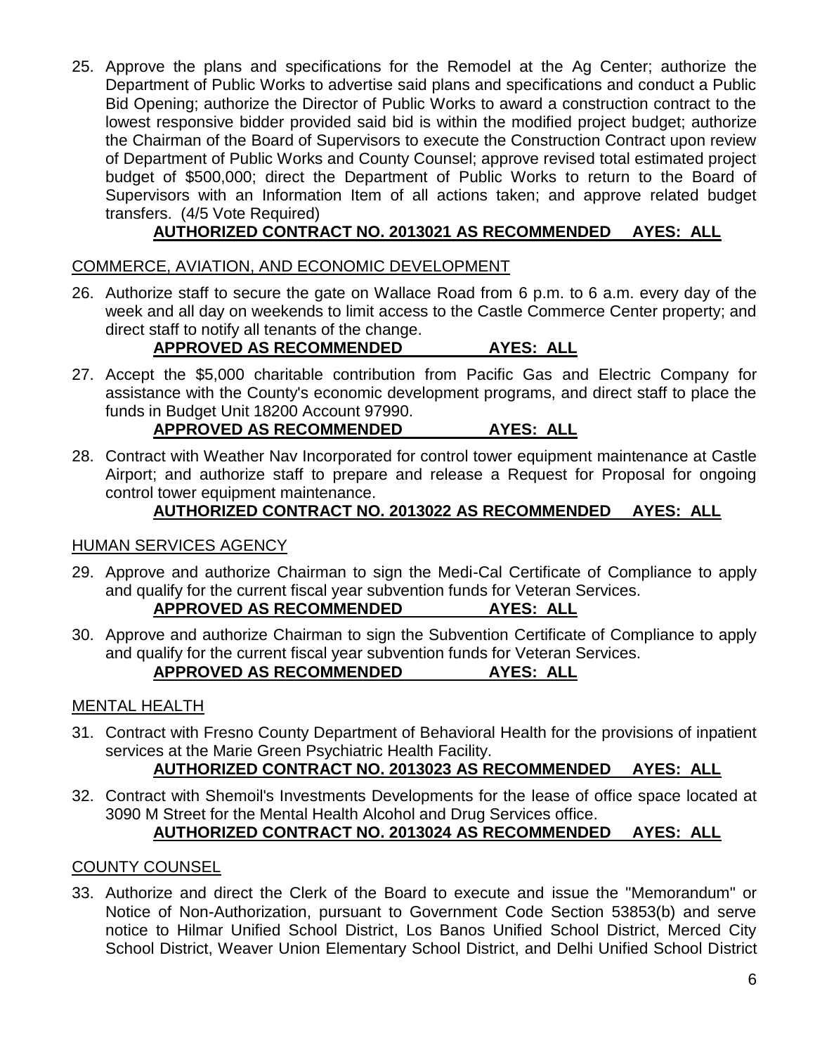25. Approve the plans and specifications for the Remodel at the Ag Center; authorize the Department of Public Works to advertise said plans and specifications and conduct a Public Bid Opening; authorize the Director of Public Works to award a construction contract to the lowest responsive bidder provided said bid is within the modified project budget; authorize the Chairman of the Board of Supervisors to execute the Construction Contract upon review of Department of Public Works and County Counsel; approve revised total estimated project budget of $500,000; direct the Department of Public Works to return to the Board of Supervisors with an Information Item of all actions taken; and approve related budget transfers. (4/5 Vote Required)

    **AUTHORIZED CONTRACT NO. 2013021 AS RECOMMENDED AYES: ALL**

COMMERCE, AVIATION, AND ECONOMIC DEVELOPMENT

26. Authorize staff to secure the gate on Wallace Road from 6 p.m. to 6 a.m. every day of the week and all day on weekends to limit access to the Castle Commerce Center property; and direct staff to notify all tenants of the change.

    **APPROVED AS RECOMMENDED AYES: ALL**

27. Accept the $5,000 charitable contribution from Pacific Gas and Electric Company for assistance with the County's economic development programs, and direct staff to place the funds in Budget Unit 18200 Account 97990.

    **APPROVED AS RECOMMENDED AYES: ALL**

28. Contract with Weather Nav Incorporated for control tower equipment maintenance at Castle Airport; and authorize staff to prepare and release a Request for Proposal for ongoing control tower equipment maintenance.

    **AUTHORIZED CONTRACT NO. 2013022 AS RECOMMENDED AYES: ALL**

HUMAN SERVICES AGENCY

29. Approve and authorize Chairman to sign the Medi-Cal Certificate of Compliance to apply and qualify for the current fiscal year subvention funds for Veteran Services.

    **APPROVED AS RECOMMENDED AYES: ALL**

30. Approve and authorize Chairman to sign the Subvention Certificate of Compliance to apply and qualify for the current fiscal year subvention funds for Veteran Services.

    **APPROVED AS RECOMMENDED AYES: ALL**

MENTAL HEALTH

31. Contract with Fresno County Department of Behavioral Health for the provisions of inpatient services at the Marie Green Psychiatric Health Facility.

    **AUTHORIZED CONTRACT NO. 2013023 AS RECOMMENDED AYES: ALL**

32. Contract with Shemoil's Investments Developments for the lease of office space located at 3090 M Street for the Mental Health Alcohol and Drug Services office.

    **AUTHORIZED CONTRACT NO. 2013024 AS RECOMMENDED AYES: ALL**

COUNTY COUNSEL

33. Authorize and direct the Clerk of the Board to execute and issue the "Memorandum" or Notice of Non-Authorization, pursuant to Government Code Section 53853(b) and serve notice to Hilmar Unified School District, Los Banos Unified School District, Merced City School District, Weaver Union Elementary School District, and Delhi Unified School District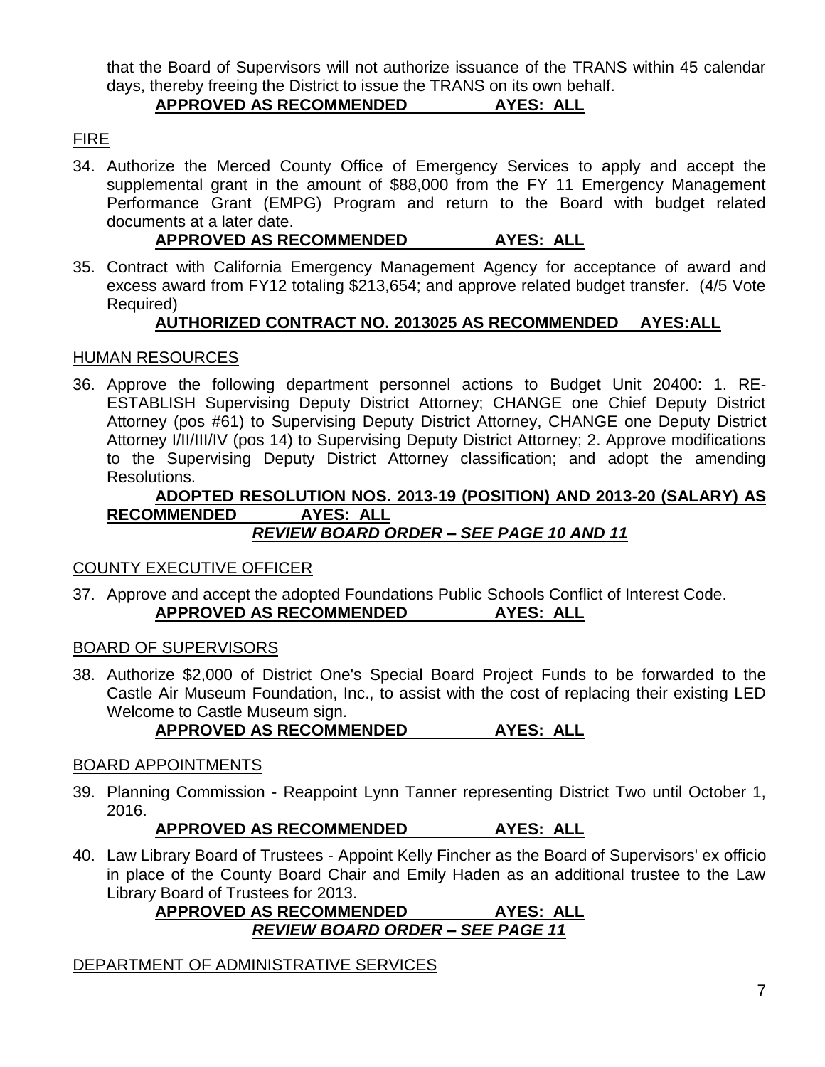that the Board of Supervisors will not authorize issuance of the TRANS within 45 calendar days, thereby freeing the District to issue the TRANS on its own behalf.

**APPROVED AS RECOMMENDED AYES: ALL**

FIRE

34. Authorize the Merced County Office of Emergency Services to apply and accept the supplemental grant in the amount of $88,000 from the FY 11 Emergency Management Performance Grant (EMPG) Program and return to the Board with budget related documents at a later date.

    **APPROVED AS RECOMMENDED AYES: ALL**

35. Contract with California Emergency Management Agency for acceptance of award and excess award from FY12 totaling $213,654; and approve related budget transfer. (4/5 Vote Required)

    **AUTHORIZED CONTRACT NO. 2013025 AS RECOMMENDED AYES:ALL**

HUMAN RESOURCES

36. Approve the following department personnel actions to Budget Unit 20400: 1. RE-ESTABLISH Supervising Deputy District Attorney; CHANGE one Chief Deputy District Attorney (pos #61) to Supervising Deputy District Attorney, CHANGE one Deputy District Attorney I/II/III/IV (pos 14) to Supervising Deputy District Attorney; 2. Approve modifications to the Supervising Deputy District Attorney classification; and adopt the amending Resolutions.

    **ADOPTED RESOLUTION NOS. 2013-19 (POSITION) AND 2013-20 (SALARY) AS RECOMMENDED AYES: ALL**

    ***REVIEW BOARD ORDER – SEE PAGE 10 AND 11***

COUNTY EXECUTIVE OFFICER

37. Approve and accept the adopted Foundations Public Schools Conflict of Interest Code.

    **APPROVED AS RECOMMENDED AYES: ALL**

BOARD OF SUPERVISORS

38. Authorize $2,000 of District One's Special Board Project Funds to be forwarded to the Castle Air Museum Foundation, Inc., to assist with the cost of replacing their existing LED Welcome to Castle Museum sign.

    **APPROVED AS RECOMMENDED AYES: ALL**

BOARD APPOINTMENTS

39. Planning Commission - Reappoint Lynn Tanner representing District Two until October 1, 2016.

    **APPROVED AS RECOMMENDED AYES: ALL**

40. Law Library Board of Trustees - Appoint Kelly Fincher as the Board of Supervisors' ex officio in place of the County Board Chair and Emily Haden as an additional trustee to the Law Library Board of Trustees for 2013.

    **APPROVED AS RECOMMENDED AYES: ALL**

    ***REVIEW BOARD ORDER – SEE PAGE 11***

DEPARTMENT OF ADMINISTRATIVE SERVICES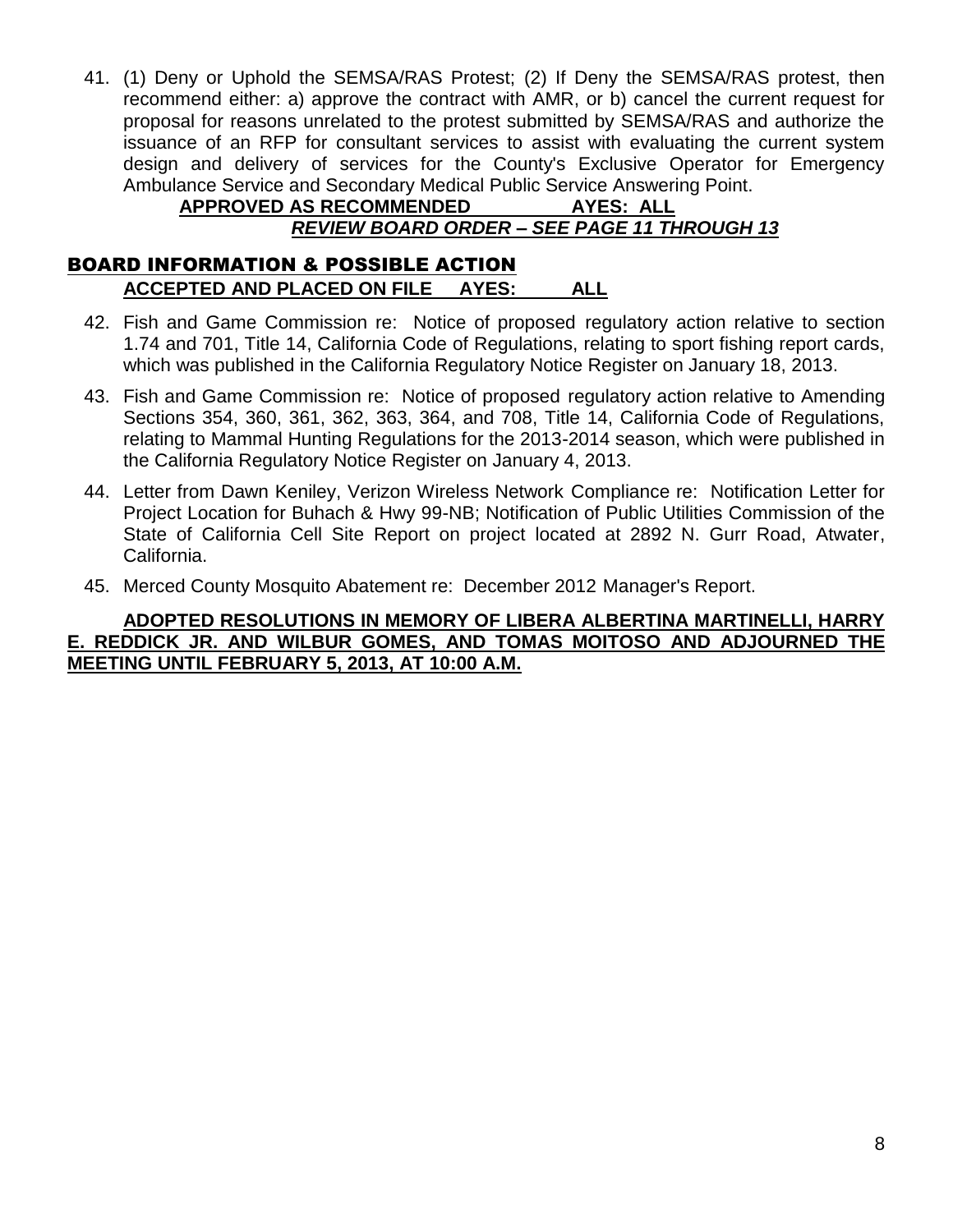41. (1) Deny or Uphold the SEMSA/RAS Protest; (2) If Deny the SEMSA/RAS protest, then recommend either: a) approve the contract with AMR, or b) cancel the current request for proposal for reasons unrelated to the protest submitted by SEMSA/RAS and authorize the issuance of an RFP for consultant services to assist with evaluating the current system design and delivery of services for the County's Exclusive Operator for Emergency Ambulance Service and Secondary Medical Public Service Answering Point.

    **APPROVED AS RECOMMENDED AYES: ALL**

    ***REVIEW BOARD ORDER – SEE PAGE 11 THROUGH 13***

## BOARD INFORMATION & POSSIBLE ACTION

**ACCEPTED AND PLACED ON FILE AYES: ALL**

42. Fish and Game Commission re: Notice of proposed regulatory action relative to section 1.74 and 701, Title 14, California Code of Regulations, relating to sport fishing report cards, which was published in the California Regulatory Notice Register on January 18, 2013.

43. Fish and Game Commission re: Notice of proposed regulatory action relative to Amending Sections 354, 360, 361, 362, 363, 364, and 708, Title 14, California Code of Regulations, relating to Mammal Hunting Regulations for the 2013-2014 season, which were published in the California Regulatory Notice Register on January 4, 2013.

44. Letter from Dawn Keniley, Verizon Wireless Network Compliance re: Notification Letter for Project Location for Buhach & Hwy 99-NB; Notification of Public Utilities Commission of the State of California Cell Site Report on project located at 2892 N. Gurr Road, Atwater, California.

45. Merced County Mosquito Abatement re: December 2012 Manager's Report.

**ADOPTED RESOLUTIONS IN MEMORY OF LIBERA ALBERTINA MARTINELLI, HARRY E. REDDICK JR. AND WILBUR GOMES, AND TOMAS MOITOSO AND ADJOURNED THE MEETING UNTIL FEBRUARY 5, 2013, AT 10:00 A.M.**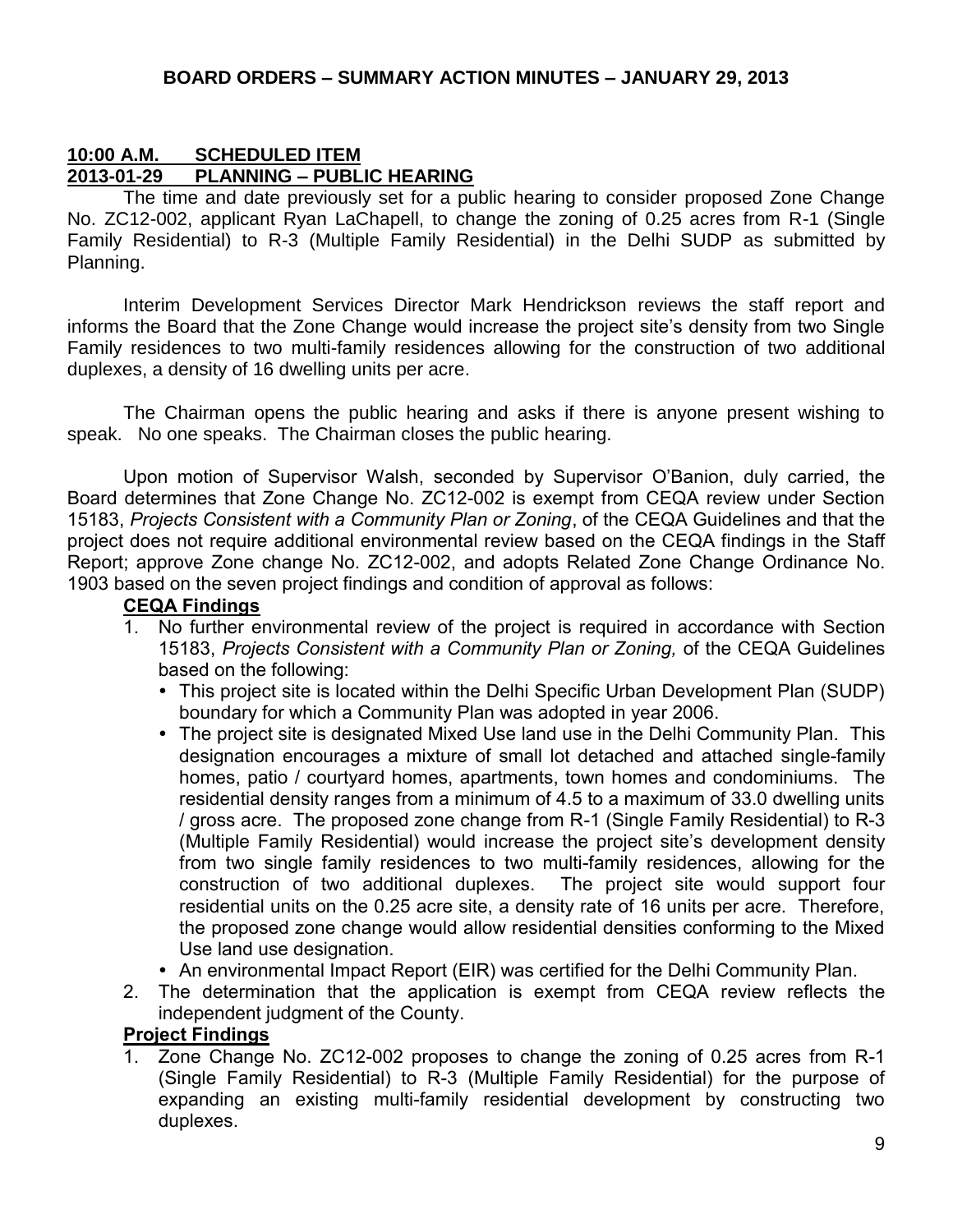## 10:00 A.M. SCHEDULED ITEM

## 2013-01-29 PLANNING – PUBLIC HEARING

The time and date previously set for a public hearing to consider proposed Zone Change No. ZC12-002, applicant Ryan LaChapell, to change the zoning of 0.25 acres from R-1 (Single Family Residential) to R-3 (Multiple Family Residential) in the Delhi SUDP as submitted by Planning.

Interim Development Services Director Mark Hendrickson reviews the staff report and informs the Board that the Zone Change would increase the project site's density from two Single Family residences to two multi-family residences allowing for the construction of two additional duplexes, a density of 16 dwelling units per acre.

The Chairman opens the public hearing and asks if there is anyone present wishing to speak. No one speaks. The Chairman closes the public hearing.

Upon motion of Supervisor Walsh, seconded by Supervisor O'Banion, duly carried, the Board determines that Zone Change No. ZC12-002 is exempt from CEQA review under Section 15183, *Projects Consistent with a Community Plan or Zoning*, of the CEQA Guidelines and that the project does not require additional environmental review based on the CEQA findings in the Staff Report; approve Zone change No. ZC12-002, and adopts Related Zone Change Ordinance No. 1903 based on the seven project findings and condition of approval as follows:

**CEQA Findings**

1. No further environmental review of the project is required in accordance with Section 15183, *Projects Consistent with a Community Plan or Zoning,* of the CEQA Guidelines based on the following:
   - This project site is located within the Delhi Specific Urban Development Plan (SUDP) boundary for which a Community Plan was adopted in year 2006.
   - The project site is designated Mixed Use land use in the Delhi Community Plan. This designation encourages a mixture of small lot detached and attached single-family homes, patio / courtyard homes, apartments, town homes and condominiums. The residential density ranges from a minimum of 4.5 to a maximum of 33.0 dwelling units / gross acre. The proposed zone change from R-1 (Single Family Residential) to R-3 (Multiple Family Residential) would increase the project site's development density from two single family residences to two multi-family residences, allowing for the construction of two additional duplexes. The project site would support four residential units on the 0.25 acre site, a density rate of 16 units per acre. Therefore, the proposed zone change would allow residential densities conforming to the Mixed Use land use designation.
   - An environmental Impact Report (EIR) was certified for the Delhi Community Plan.
2. The determination that the application is exempt from CEQA review reflects the independent judgment of the County.

**Project Findings**

1. Zone Change No. ZC12-002 proposes to change the zoning of 0.25 acres from R-1 (Single Family Residential) to R-3 (Multiple Family Residential) for the purpose of expanding an existing multi-family residential development by constructing two duplexes.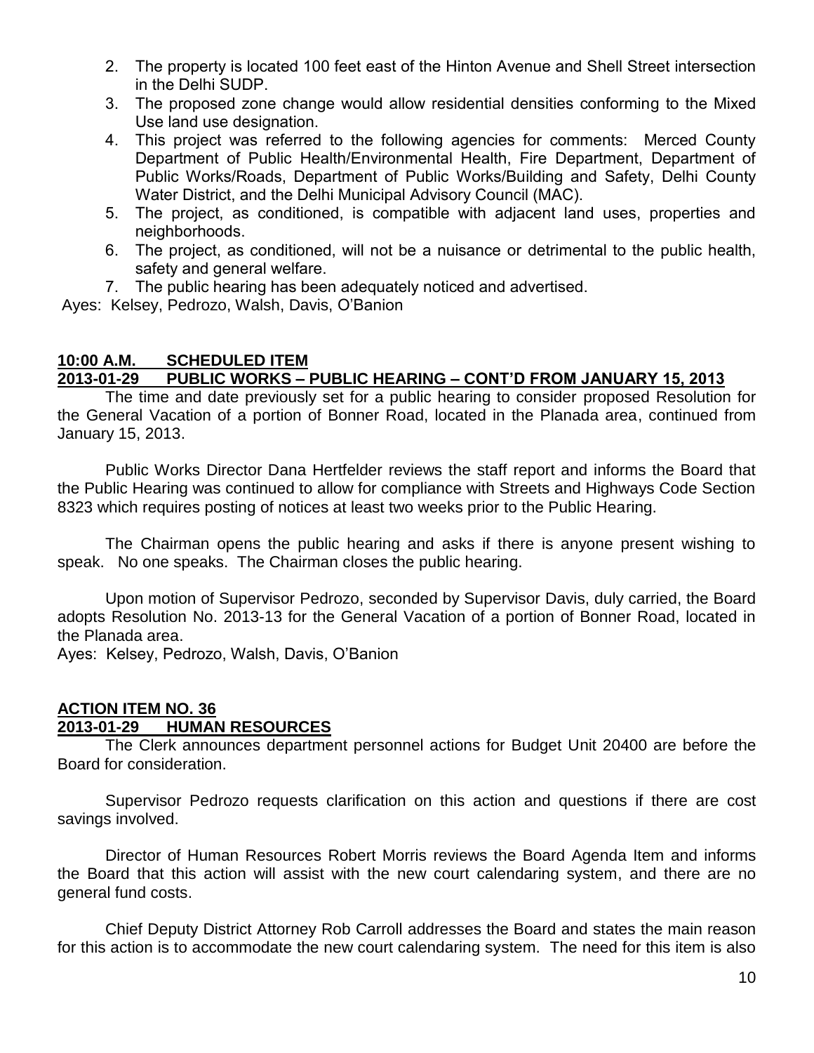2. The property is located 100 feet east of the Hinton Avenue and Shell Street intersection in the Delhi SUDP.
3. The proposed zone change would allow residential densities conforming to the Mixed Use land use designation.
4. This project was referred to the following agencies for comments: Merced County Department of Public Health/Environmental Health, Fire Department, Department of Public Works/Roads, Department of Public Works/Building and Safety, Delhi County Water District, and the Delhi Municipal Advisory Council (MAC).
5. The project, as conditioned, is compatible with adjacent land uses, properties and neighborhoods.
6. The project, as conditioned, will not be a nuisance or detrimental to the public health, safety and general welfare.
7. The public hearing has been adequately noticed and advertised.

Ayes: Kelsey, Pedrozo, Walsh, Davis, O'Banion

**10:00 A.M. SCHEDULED ITEM**
**2013-01-29 PUBLIC WORKS – PUBLIC HEARING – CONT'D FROM JANUARY 15, 2013**

The time and date previously set for a public hearing to consider proposed Resolution for the General Vacation of a portion of Bonner Road, located in the Planada area, continued from January 15, 2013.

Public Works Director Dana Hertfelder reviews the staff report and informs the Board that the Public Hearing was continued to allow for compliance with Streets and Highways Code Section 8323 which requires posting of notices at least two weeks prior to the Public Hearing.

The Chairman opens the public hearing and asks if there is anyone present wishing to speak. No one speaks. The Chairman closes the public hearing.

Upon motion of Supervisor Pedrozo, seconded by Supervisor Davis, duly carried, the Board adopts Resolution No. 2013-13 for the General Vacation of a portion of Bonner Road, located in the Planada area.

Ayes: Kelsey, Pedrozo, Walsh, Davis, O'Banion

**ACTION ITEM NO. 36**
**2013-01-29 HUMAN RESOURCES**

The Clerk announces department personnel actions for Budget Unit 20400 are before the Board for consideration.

Supervisor Pedrozo requests clarification on this action and questions if there are cost savings involved.

Director of Human Resources Robert Morris reviews the Board Agenda Item and informs the Board that this action will assist with the new court calendaring system, and there are no general fund costs.

Chief Deputy District Attorney Rob Carroll addresses the Board and states the main reason for this action is to accommodate the new court calendaring system. The need for this item is also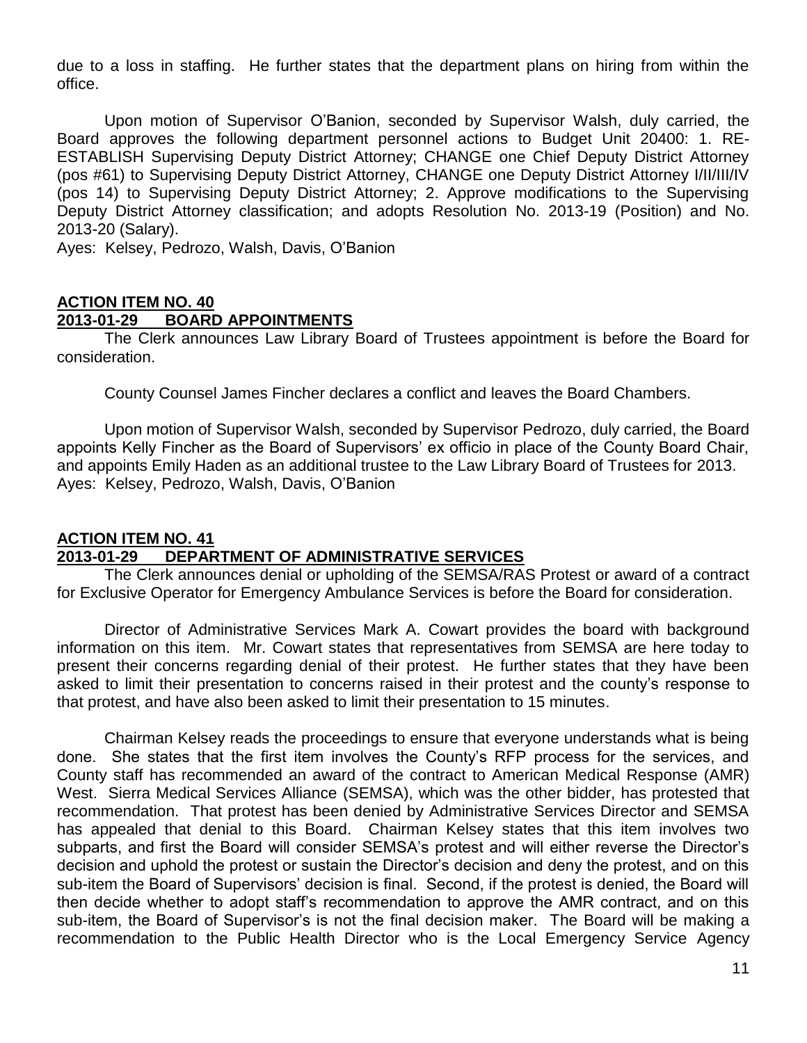due to a loss in staffing. He further states that the department plans on hiring from within the office.

Upon motion of Supervisor O'Banion, seconded by Supervisor Walsh, duly carried, the Board approves the following department personnel actions to Budget Unit 20400: 1. RE-ESTABLISH Supervising Deputy District Attorney; CHANGE one Chief Deputy District Attorney (pos #61) to Supervising Deputy District Attorney, CHANGE one Deputy District Attorney I/II/III/IV (pos 14) to Supervising Deputy District Attorney; 2. Approve modifications to the Supervising Deputy District Attorney classification; and adopts Resolution No. 2013-19 (Position) and No. 2013-20 (Salary).
Ayes: Kelsey, Pedrozo, Walsh, Davis, O'Banion

## ACTION ITEM NO. 40
## 2013-01-29 BOARD APPOINTMENTS

The Clerk announces Law Library Board of Trustees appointment is before the Board for consideration.

County Counsel James Fincher declares a conflict and leaves the Board Chambers.

Upon motion of Supervisor Walsh, seconded by Supervisor Pedrozo, duly carried, the Board appoints Kelly Fincher as the Board of Supervisors' ex officio in place of the County Board Chair, and appoints Emily Haden as an additional trustee to the Law Library Board of Trustees for 2013.
Ayes: Kelsey, Pedrozo, Walsh, Davis, O'Banion

## ACTION ITEM NO. 41
## 2013-01-29 DEPARTMENT OF ADMINISTRATIVE SERVICES

The Clerk announces denial or upholding of the SEMSA/RAS Protest or award of a contract for Exclusive Operator for Emergency Ambulance Services is before the Board for consideration.

Director of Administrative Services Mark A. Cowart provides the board with background information on this item. Mr. Cowart states that representatives from SEMSA are here today to present their concerns regarding denial of their protest. He further states that they have been asked to limit their presentation to concerns raised in their protest and the county's response to that protest, and have also been asked to limit their presentation to 15 minutes.

Chairman Kelsey reads the proceedings to ensure that everyone understands what is being done. She states that the first item involves the County's RFP process for the services, and County staff has recommended an award of the contract to American Medical Response (AMR) West. Sierra Medical Services Alliance (SEMSA), which was the other bidder, has protested that recommendation. That protest has been denied by Administrative Services Director and SEMSA has appealed that denial to this Board. Chairman Kelsey states that this item involves two subparts, and first the Board will consider SEMSA's protest and will either reverse the Director's decision and uphold the protest or sustain the Director's decision and deny the protest, and on this sub-item the Board of Supervisors' decision is final. Second, if the protest is denied, the Board will then decide whether to adopt staff's recommendation to approve the AMR contract, and on this sub-item, the Board of Supervisor's is not the final decision maker. The Board will be making a recommendation to the Public Health Director who is the Local Emergency Service Agency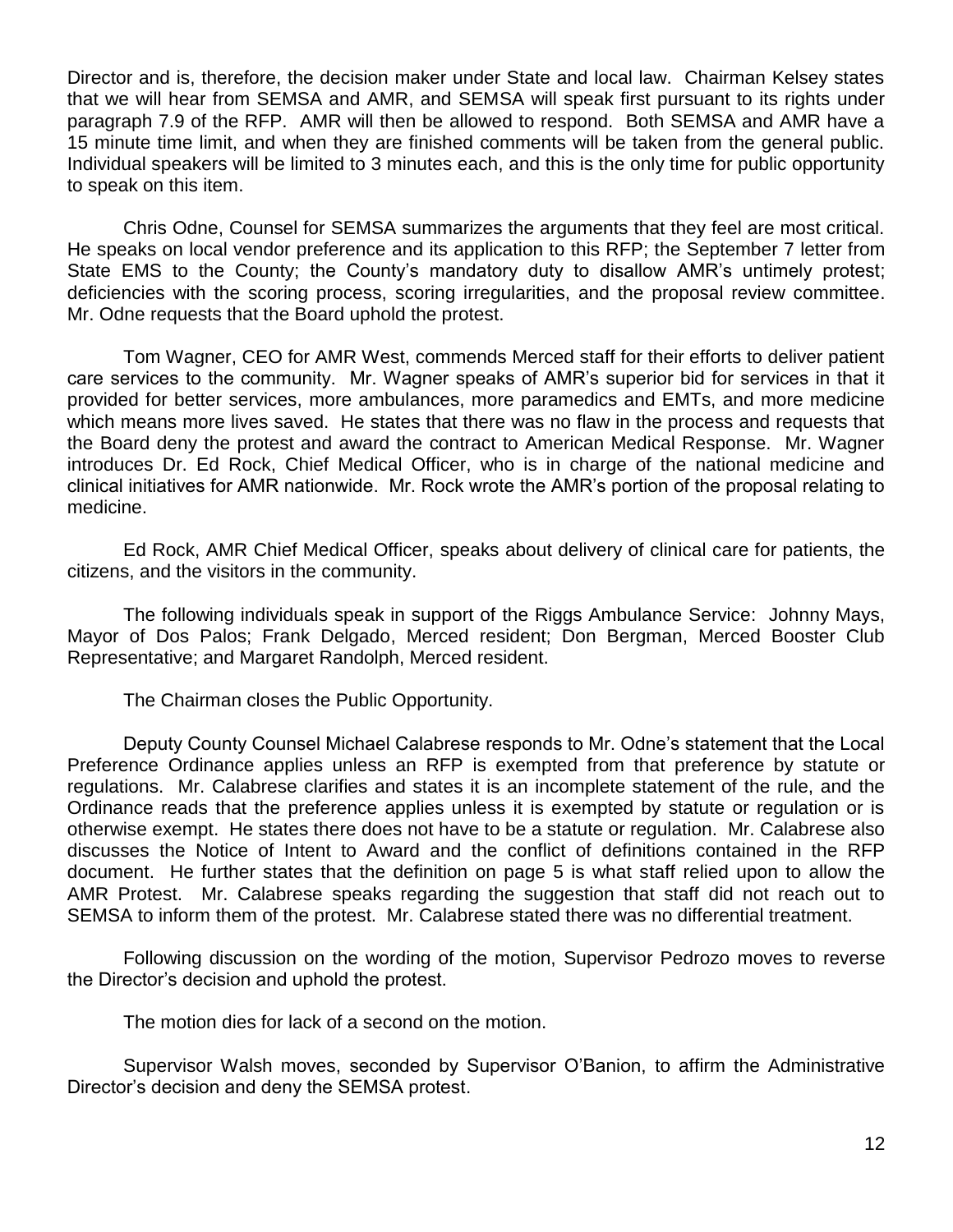Director and is, therefore, the decision maker under State and local law. Chairman Kelsey states that we will hear from SEMSA and AMR, and SEMSA will speak first pursuant to its rights under paragraph 7.9 of the RFP. AMR will then be allowed to respond. Both SEMSA and AMR have a 15 minute time limit, and when they are finished comments will be taken from the general public. Individual speakers will be limited to 3 minutes each, and this is the only time for public opportunity to speak on this item.

Chris Odne, Counsel for SEMSA summarizes the arguments that they feel are most critical. He speaks on local vendor preference and its application to this RFP; the September 7 letter from State EMS to the County; the County's mandatory duty to disallow AMR's untimely protest; deficiencies with the scoring process, scoring irregularities, and the proposal review committee. Mr. Odne requests that the Board uphold the protest.

Tom Wagner, CEO for AMR West, commends Merced staff for their efforts to deliver patient care services to the community. Mr. Wagner speaks of AMR's superior bid for services in that it provided for better services, more ambulances, more paramedics and EMTs, and more medicine which means more lives saved. He states that there was no flaw in the process and requests that the Board deny the protest and award the contract to American Medical Response. Mr. Wagner introduces Dr. Ed Rock, Chief Medical Officer, who is in charge of the national medicine and clinical initiatives for AMR nationwide. Mr. Rock wrote the AMR's portion of the proposal relating to medicine.

Ed Rock, AMR Chief Medical Officer, speaks about delivery of clinical care for patients, the citizens, and the visitors in the community.

The following individuals speak in support of the Riggs Ambulance Service: Johnny Mays, Mayor of Dos Palos; Frank Delgado, Merced resident; Don Bergman, Merced Booster Club Representative; and Margaret Randolph, Merced resident.

The Chairman closes the Public Opportunity.

Deputy County Counsel Michael Calabrese responds to Mr. Odne's statement that the Local Preference Ordinance applies unless an RFP is exempted from that preference by statute or regulations. Mr. Calabrese clarifies and states it is an incomplete statement of the rule, and the Ordinance reads that the preference applies unless it is exempted by statute or regulation or is otherwise exempt. He states there does not have to be a statute or regulation. Mr. Calabrese also discusses the Notice of Intent to Award and the conflict of definitions contained in the RFP document. He further states that the definition on page 5 is what staff relied upon to allow the AMR Protest. Mr. Calabrese speaks regarding the suggestion that staff did not reach out to SEMSA to inform them of the protest. Mr. Calabrese stated there was no differential treatment.

Following discussion on the wording of the motion, Supervisor Pedrozo moves to reverse the Director's decision and uphold the protest.

The motion dies for lack of a second on the motion.

Supervisor Walsh moves, seconded by Supervisor O'Banion, to affirm the Administrative Director's decision and deny the SEMSA protest.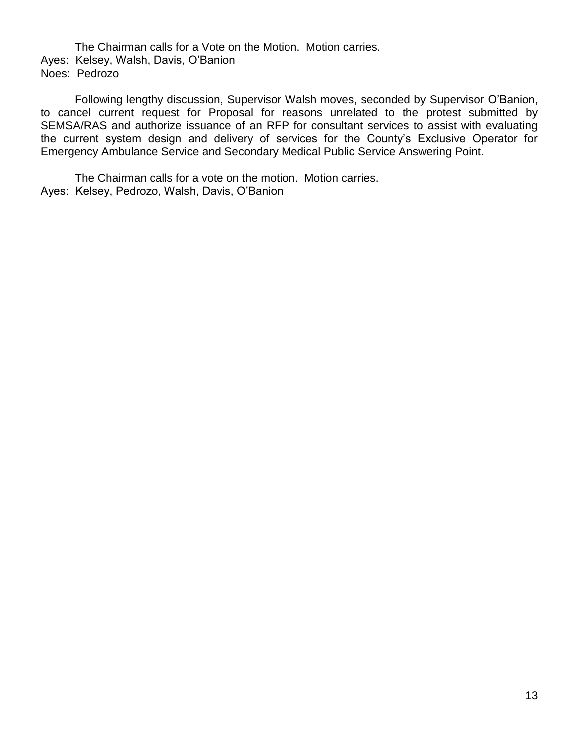The Chairman calls for a Vote on the Motion. Motion carries.
Ayes: Kelsey, Walsh, Davis, O'Banion
Noes: Pedrozo

Following lengthy discussion, Supervisor Walsh moves, seconded by Supervisor O'Banion, to cancel current request for Proposal for reasons unrelated to the protest submitted by SEMSA/RAS and authorize issuance of an RFP for consultant services to assist with evaluating the current system design and delivery of services for the County's Exclusive Operator for Emergency Ambulance Service and Secondary Medical Public Service Answering Point.

The Chairman calls for a vote on the motion. Motion carries.
Ayes: Kelsey, Pedrozo, Walsh, Davis, O'Banion